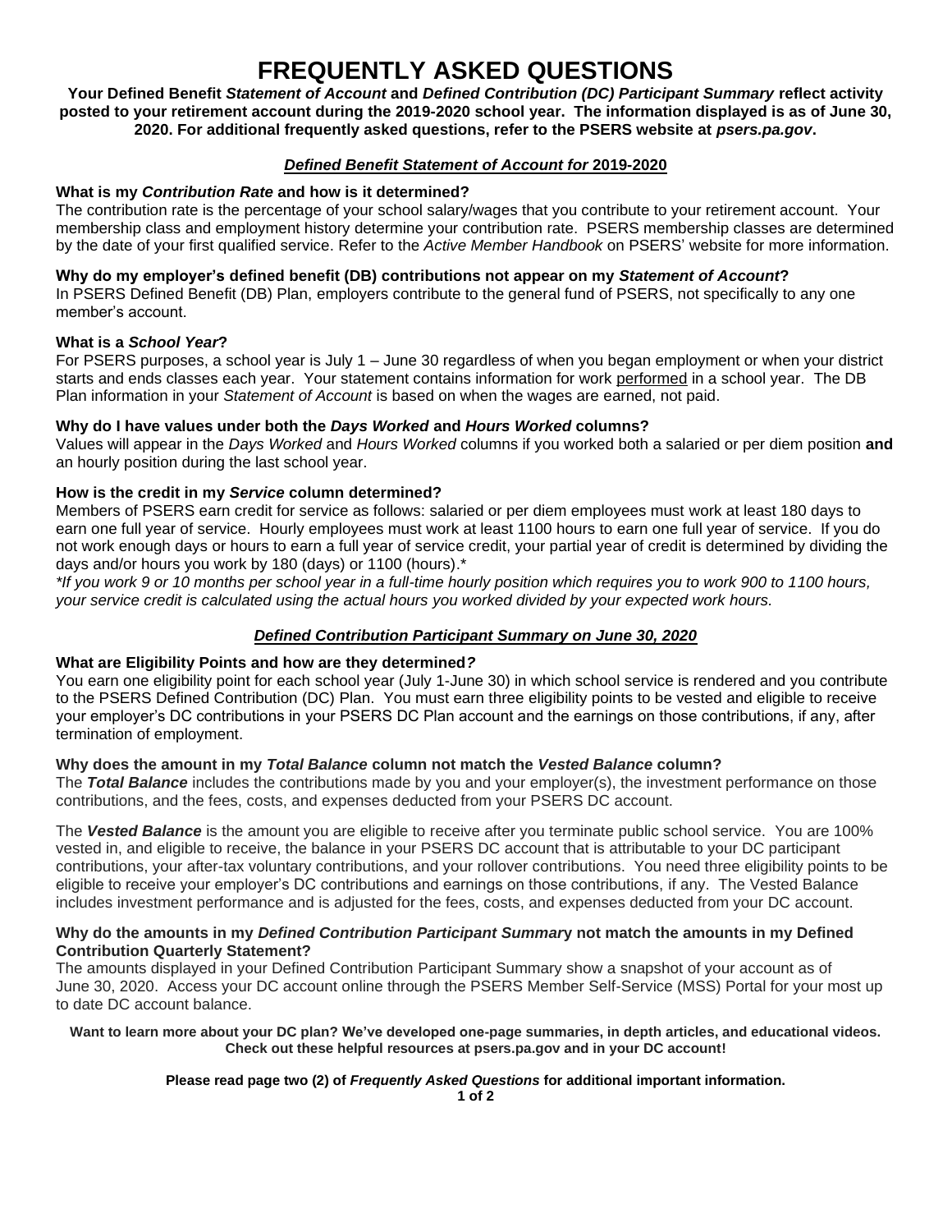# FREQUENTLY ASKED QUESTIONS

**Your Defined Benefit *Statement of Account* and *Defined Contribution (DC) Participant Summary* reflect activity posted to your retirement account during the 2019-2020 school year. The information displayed is as of June 30, 2020. For additional frequently asked questions, refer to the PSERS website at *psers.pa.gov*.**

## *Defined Benefit Statement of Account for* 2019-2020

**What is my *Contribution Rate* and how is it determined?**

The contribution rate is the percentage of your school salary/wages that you contribute to your retirement account. Your membership class and employment history determine your contribution rate. PSERS membership classes are determined by the date of your first qualified service. Refer to the *Active Member Handbook* on PSERS' website for more information.

**Why do my employer's defined benefit (DB) contributions not appear on my *Statement of Account*?**

In PSERS Defined Benefit (DB) Plan, employers contribute to the general fund of PSERS, not specifically to any one member's account.

**What is a *School Year*?**

For PSERS purposes, a school year is July 1 – June 30 regardless of when you began employment or when your district starts and ends classes each year. Your statement contains information for work performed in a school year. The DB Plan information in your *Statement of Account* is based on when the wages are earned, not paid.

**Why do I have values under both the *Days Worked* and *Hours Worked* columns?**

Values will appear in the *Days Worked* and *Hours Worked* columns if you worked both a salaried or per diem position **and** an hourly position during the last school year.

**How is the credit in my *Service* column determined?**

Members of PSERS earn credit for service as follows: salaried or per diem employees must work at least 180 days to earn one full year of service. Hourly employees must work at least 1100 hours to earn one full year of service. If you do not work enough days or hours to earn a full year of service credit, your partial year of credit is determined by dividing the days and/or hours you work by 180 (days) or 1100 (hours).*

*\*If you work 9 or 10 months per school year in a full-time hourly position which requires you to work 900 to 1100 hours, your service credit is calculated using the actual hours you worked divided by your expected work hours.*

## *Defined Contribution Participant Summary on June 30, 2020*

**What are Eligibility Points and how are they determined*?***

You earn one eligibility point for each school year (July 1-June 30) in which school service is rendered and you contribute to the PSERS Defined Contribution (DC) Plan. You must earn three eligibility points to be vested and eligible to receive your employer's DC contributions in your PSERS DC Plan account and the earnings on those contributions, if any, after termination of employment.

**Why does the amount in my *Total Balance* column not match the *Vested Balance* column?**

The ***Total Balance*** includes the contributions made by you and your employer(s), the investment performance on those contributions, and the fees, costs, and expenses deducted from your PSERS DC account.

The ***Vested Balance*** is the amount you are eligible to receive after you terminate public school service. You are 100% vested in, and eligible to receive, the balance in your PSERS DC account that is attributable to your DC participant contributions, your after-tax voluntary contributions, and your rollover contributions. You need three eligibility points to be eligible to receive your employer's DC contributions and earnings on those contributions, if any. The Vested Balance includes investment performance and is adjusted for the fees, costs, and expenses deducted from your DC account.

**Why do the amounts in my *Defined Contribution Participant Summary* not match the amounts in my Defined Contribution Quarterly Statement?**

The amounts displayed in your Defined Contribution Participant Summary show a snapshot of your account as of June 30, 2020. Access your DC account online through the PSERS Member Self-Service (MSS) Portal for your most up to date DC account balance.

**Want to learn more about your DC plan? We've developed one-page summaries, in depth articles, and educational videos. Check out these helpful resources at psers.pa.gov and in your DC account!**

**Please read page two (2) of *Frequently Asked Questions* for additional important information.**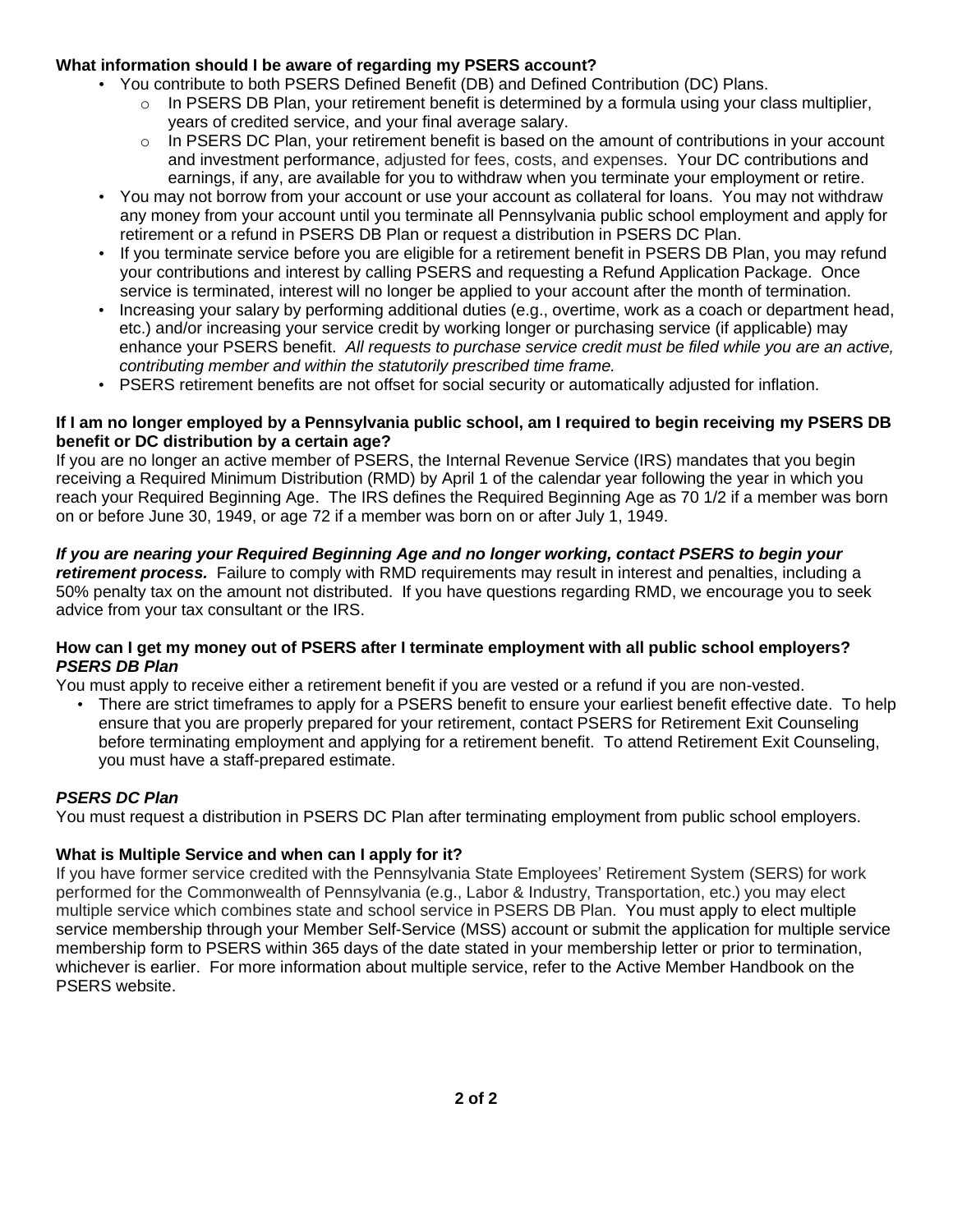**What information should I be aware of regarding my PSERS account?**

- You contribute to both PSERS Defined Benefit (DB) and Defined Contribution (DC) Plans.
  - In PSERS DB Plan, your retirement benefit is determined by a formula using your class multiplier, years of credited service, and your final average salary.
  - In PSERS DC Plan, your retirement benefit is based on the amount of contributions in your account and investment performance, adjusted for fees, costs, and expenses. Your DC contributions and earnings, if any, are available for you to withdraw when you terminate your employment or retire.
- You may not borrow from your account or use your account as collateral for loans. You may not withdraw any money from your account until you terminate all Pennsylvania public school employment and apply for retirement or a refund in PSERS DB Plan or request a distribution in PSERS DC Plan.
- If you terminate service before you are eligible for a retirement benefit in PSERS DB Plan, you may refund your contributions and interest by calling PSERS and requesting a Refund Application Package. Once service is terminated, interest will no longer be applied to your account after the month of termination.
- Increasing your salary by performing additional duties (e.g., overtime, work as a coach or department head, etc.) and/or increasing your service credit by working longer or purchasing service (if applicable) may enhance your PSERS benefit. *All requests to purchase service credit must be filed while you are an active, contributing member and within the statutorily prescribed time frame.*
- PSERS retirement benefits are not offset for social security or automatically adjusted for inflation.

**If I am no longer employed by a Pennsylvania public school, am I required to begin receiving my PSERS DB benefit or DC distribution by a certain age?**

If you are no longer an active member of PSERS, the Internal Revenue Service (IRS) mandates that you begin receiving a Required Minimum Distribution (RMD) by April 1 of the calendar year following the year in which you reach your Required Beginning Age. The IRS defines the Required Beginning Age as 70 1/2 if a member was born on or before June 30, 1949, or age 72 if a member was born on or after July 1, 1949.

***If you are nearing your Required Beginning Age and no longer working, contact PSERS to begin your retirement process.*** Failure to comply with RMD requirements may result in interest and penalties, including a 50% penalty tax on the amount not distributed. If you have questions regarding RMD, we encourage you to seek advice from your tax consultant or the IRS.

**How can I get my money out of PSERS after I terminate employment with all public school employers?**

***PSERS DB Plan***

You must apply to receive either a retirement benefit if you are vested or a refund if you are non-vested.

- There are strict timeframes to apply for a PSERS benefit to ensure your earliest benefit effective date. To help ensure that you are properly prepared for your retirement, contact PSERS for Retirement Exit Counseling before terminating employment and applying for a retirement benefit. To attend Retirement Exit Counseling, you must have a staff-prepared estimate.

***PSERS DC Plan***

You must request a distribution in PSERS DC Plan after terminating employment from public school employers.

**What is Multiple Service and when can I apply for it?**

If you have former service credited with the Pennsylvania State Employees' Retirement System (SERS) for work performed for the Commonwealth of Pennsylvania (e.g., Labor & Industry, Transportation, etc.) you may elect multiple service which combines state and school service in PSERS DB Plan. You must apply to elect multiple service membership through your Member Self-Service (MSS) account or submit the application for multiple service membership form to PSERS within 365 days of the date stated in your membership letter or prior to termination, whichever is earlier. For more information about multiple service, refer to the Active Member Handbook on the PSERS website.